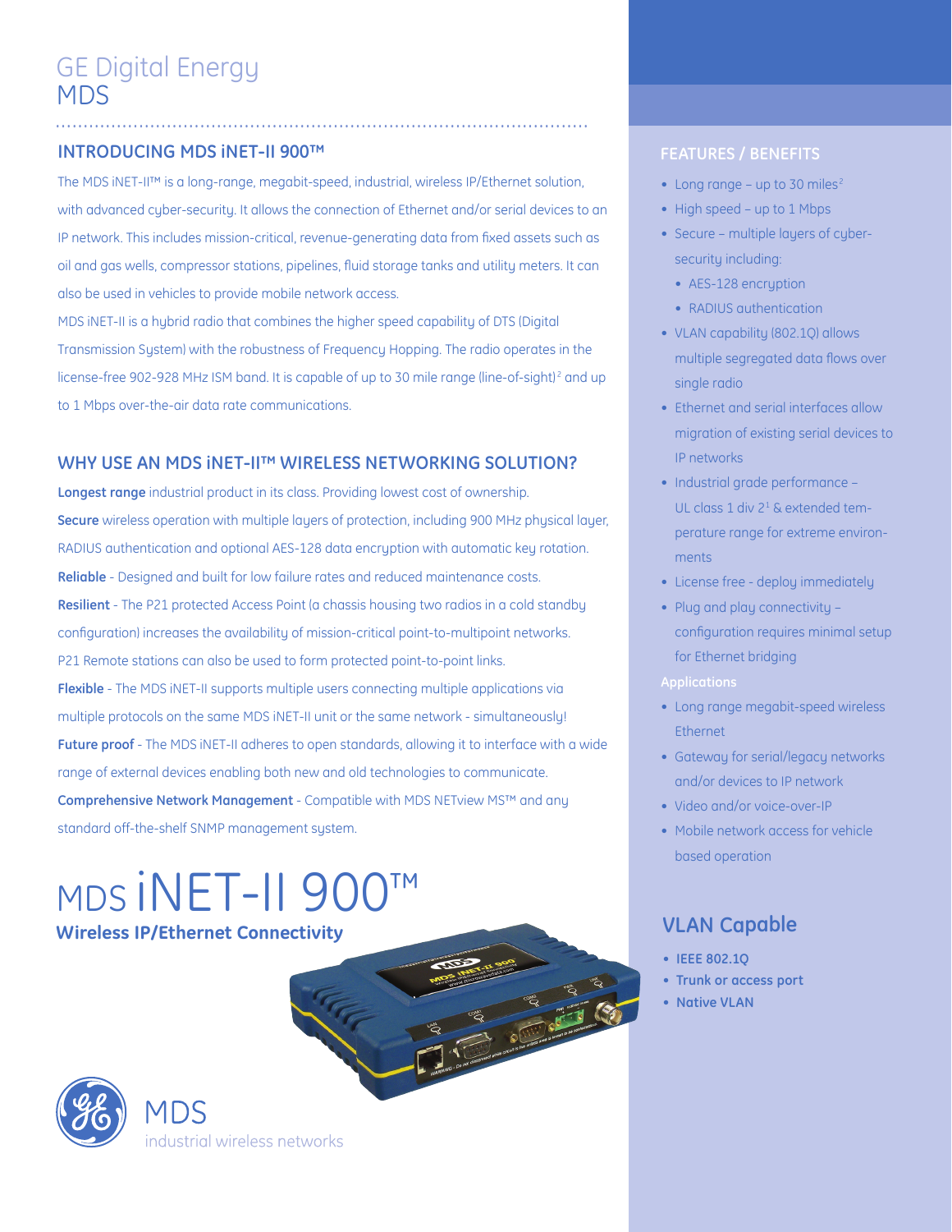# GE Digital Energy
# MDS

## INTRODUCING MDS iNET-II 900™

The MDS iNET-II™ is a long-range, megabit-speed, industrial, wireless IP/Ethernet solution, with advanced cyber-security. It allows the connection of Ethernet and/or serial devices to an IP network. This includes mission-critical, revenue-generating data from fixed assets such as oil and gas wells, compressor stations, pipelines, fluid storage tanks and utility meters. It can also be used in vehicles to provide mobile network access.

MDS iNET-II is a hybrid radio that combines the higher speed capability of DTS (Digital Transmission System) with the robustness of Frequency Hopping. The radio operates in the license-free 902-928 MHz ISM band. It is capable of up to 30 mile range (line-of-sight)[2] and up to 1 Mbps over-the-air data rate communications.

## WHY USE AN MDS iNET-II™ WIRELESS NETWORKING SOLUTION?

**Longest range** industrial product in its class. Providing lowest cost of ownership.

**Secure** wireless operation with multiple layers of protection, including 900 MHz physical layer, RADIUS authentication and optional AES-128 data encryption with automatic key rotation.

**Reliable** - Designed and built for low failure rates and reduced maintenance costs.

**Resilient** - The P21 protected Access Point (a chassis housing two radios in a cold standby configuration) increases the availability of mission-critical point-to-multipoint networks. P21 Remote stations can also be used to form protected point-to-point links.

**Flexible** - The MDS iNET-II supports multiple users connecting multiple applications via multiple protocols on the same MDS iNET-II unit or the same network - simultaneously!

**Future proof** - The MDS iNET-II adheres to open standards, allowing it to interface with a wide range of external devices enabling both new and old technologies to communicate.

**Comprehensive Network Management** - Compatible with MDS NETview MS™ and any standard off-the-shelf SNMP management system.

# MDS iNET-II 900™

**Wireless IP/Ethernet Connectivity**

MDS
industrial wireless networks

## FEATURES / BENEFITS

- Long range – up to 30 miles[2]
- High speed – up to 1 Mbps
- Secure – multiple layers of cyber-security including:
  - AES-128 encryption
  - RADIUS authentication
- VLAN capability (802.1Q) allows multiple segregated data flows over single radio
- Ethernet and serial interfaces allow migration of existing serial devices to IP networks
- Industrial grade performance – UL class 1 div 2[1] & extended temperature range for extreme environments
- License free - deploy immediately
- Plug and play connectivity – configuration requires minimal setup for Ethernet bridging

### Applications

- Long range megabit-speed wireless Ethernet
- Gateway for serial/legacy networks and/or devices to IP network
- Video and/or voice-over-IP
- Mobile network access for vehicle based operation

## VLAN Capable

- **IEEE 802.1Q**
- **Trunk or access port**
- **Native VLAN**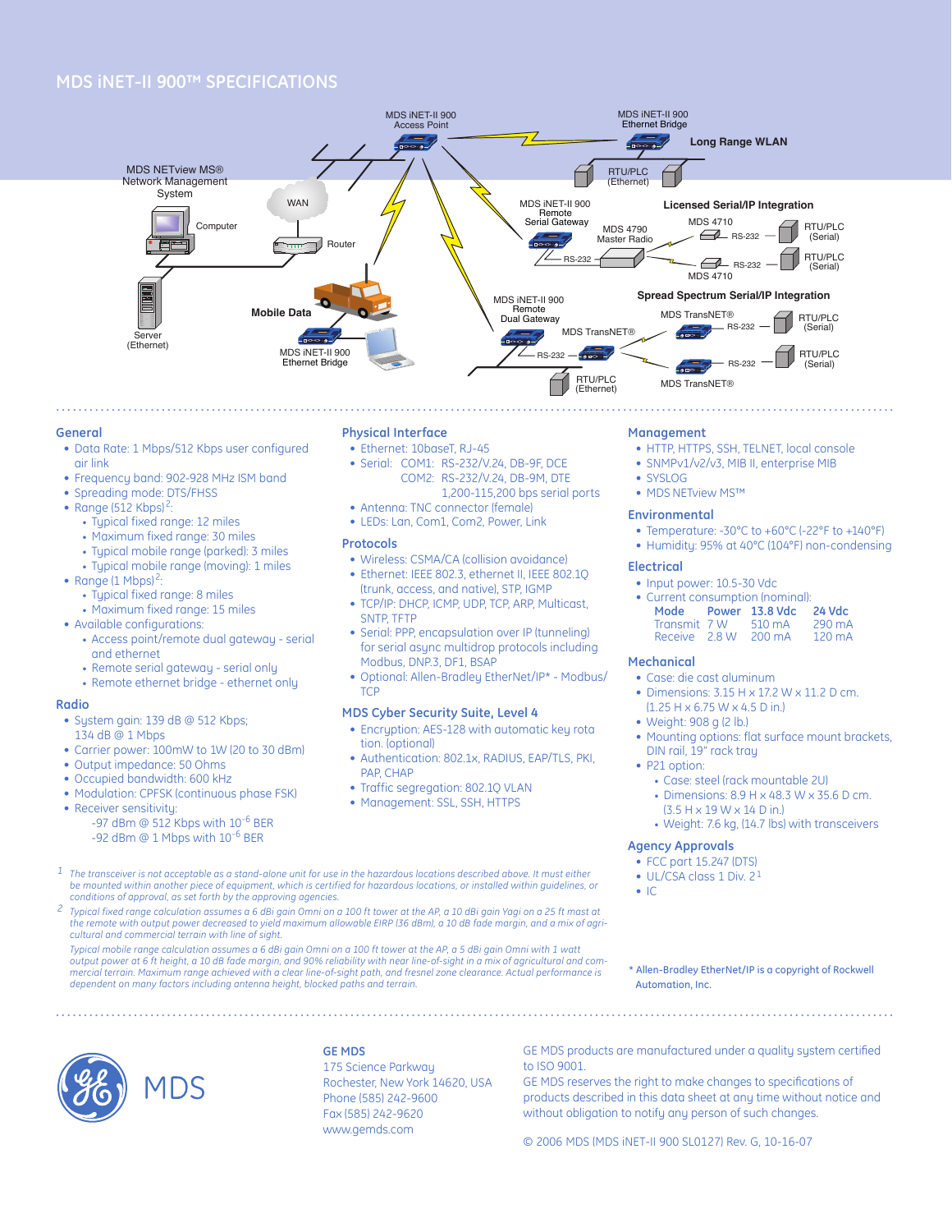# MDS iNET-II 900™ SPECIFICATIONS

MDS iNET-II 900
Access Point

MDS iNET-II 900
Ethernet Bridge

Long Range WLAN

MDS NETview MS®
Network Management
System

WAN

Computer

Router

RTU/PLC
(Ethernet)

MDS iNET-II 900
Remote
Serial Gateway

Licensed Serial/IP Integration

MDS 4710

MDS 4790
Master Radio

RS-232

RTU/PLC
(Serial)

RS-232

MDS 4710

Server
(Ethernet)

Mobile Data

MDS iNET-II 900
Ethernet Bridge

MDS iNET-II 900
Remote
Dual Gateway

Spread Spectrum Serial/IP Integration

MDS TransNET®

RTU/PLC
(Ethernet)

## General

- Data Rate: 1 Mbps/512 Kbps user configured air link
- Frequency band: 902-928 MHz ISM band
- Spreading mode: DTS/FHSS
- Range (512 Kbps)[2]:
  - Typical fixed range: 12 miles
  - Maximum fixed range: 30 miles
  - Typical mobile range (parked): 3 miles
  - Typical mobile range (moving): 1 miles
- Range (1 Mbps)[2]:
  - Typical fixed range: 8 miles
  - Maximum fixed range: 15 miles
- Available configurations:
  - Access point/remote dual gateway - serial and ethernet
  - Remote serial gateway - serial only
  - Remote ethernet bridge - ethernet only

## Radio

- System gain: 139 dB @ 512 Kbps; 134 dB @ 1 Mbps
- Carrier power: 100mW to 1W (20 to 30 dBm)
- Output impedance: 50 Ohms
- Occupied bandwidth: 600 kHz
- Modulation: CPFSK (continuous phase FSK)
- Receiver sensitivity:
  - -97 dBm @ 512 Kbps with $10^{-6}$ BER
  - -92 dBm @ 1 Mbps with $10^{-6}$ BER

## Physical Interface

- Ethernet: 10baseT, RJ-45
- Serial: COM1: RS-232/V.24, DB-9F, DCE
  COM2: RS-232/V.24, DB-9M, DTE
  1,200-115,200 bps serial ports
- Antenna: TNC connector (female)
- LEDs: Lan, Com1, Com2, Power, Link

## Protocols

- Wireless: CSMA/CA (collision avoidance)
- Ethernet: IEEE 802.3, ethernet II, IEEE 802.1Q (trunk, access, and native), STP, IGMP
- TCP/IP: DHCP, ICMP, UDP, TCP, ARP, Multicast, SNTP, TFTP
- Serial: PPP, encapsulation over IP (tunneling) for serial async multidrop protocols including Modbus, DNP.3, DF1, BSAP
- Optional: Allen-Bradley EtherNet/IP* - Modbus/TCP

## MDS Cyber Security Suite, Level 4

- Encryption: AES-128 with automatic key rotation. (optional)
- Authentication: 802.1x, RADIUS, EAP/TLS, PKI, PAP, CHAP
- Traffic segregation: 802.1Q VLAN
- Management: SSL, SSH, HTTPS

## Management

- HTTP, HTTPS, SSH, TELNET, local console
- SNMPv1/v2/v3, MIB II, enterprise MIB
- SYSLOG
- MDS NETview MS™

## Environmental

- Temperature: -30°C to +60°C (-22°F to +140°F)
- Humidity: 95% at 40°C (104°F) non-condensing

## Electrical

- Input power: 10.5-30 Vdc
- Current consumption (nominal):

| Mode | Power | 13.8 Vdc | 24 Vdc |
|---|---|---|---|
| Transmit | 7 W | 510 mA | 290 mA |
| Receive | 2.8 W | 200 mA | 120 mA |

## Mechanical

- Case: die cast aluminum
- Dimensions: 3.15 H x 17.2 W x 11.2 D cm. (1.25 H x 6.75 W x 4.5 D in.)
- Weight: 908 g (2 lb.)
- Mounting options: flat surface mount brackets, DIN rail, 19" rack tray
- P21 option:
  - Case: steel (rack mountable 2U)
  - Dimensions: 8.9 H x 48.3 W x 35.6 D cm. (3.5 H x 19 W x 14 D in.)
  - Weight: 7.6 kg, (14.7 lbs) with transceivers

## Agency Approvals

- FCC part 15.247 (DTS)
- UL/CSA class 1 Div. 2[1]
- IC

[1] *The transceiver is not acceptable as a stand-alone unit for use in the hazardous locations described above. It must either be mounted within another piece of equipment, which is certified for hazardous locations, or installed within guidelines, or conditions of approval, as set forth by the approving agencies.*

[2] *Typical fixed range calculation assumes a 6 dBi gain Omni on a 100 ft tower at the AP, a 10 dBi gain Yagi on a 25 ft mast at the remote with output power decreased to yield maximum allowable EIRP (36 dBm), a 10 dB fade margin, and a mix of agricultural and commercial terrain with line of sight.*

*Typical mobile range calculation assumes a 6 dBi gain Omni on a 100 ft tower at the AP, a 5 dBi gain Omni with 1 watt output power at 6 ft height, a 10 dB fade margin, and 90% reliability with near line-of-sight in a mix of agricultural and commercial terrain. Maximum range achieved with a clear line-of-sight path, and fresnel zone clearance. Actual performance is dependent on many factors including antenna height, blocked paths and terrain.*

\* Allen-Bradley EtherNet/IP is a copyright of Rockwell Automation, Inc.

MDS

**GE MDS**
175 Science Parkway
Rochester, New York 14620, USA
Phone (585) 242-9600
Fax (585) 242-9620
www.gemds.com

GE MDS products are manufactured under a quality system certified to ISO 9001.
GE MDS reserves the right to make changes to specifications of products described in this data sheet at any time without notice and without obligation to notify any person of such changes.

© 2006 MDS (MDS iNET-II 900 SL0127) Rev. G, 10-16-07